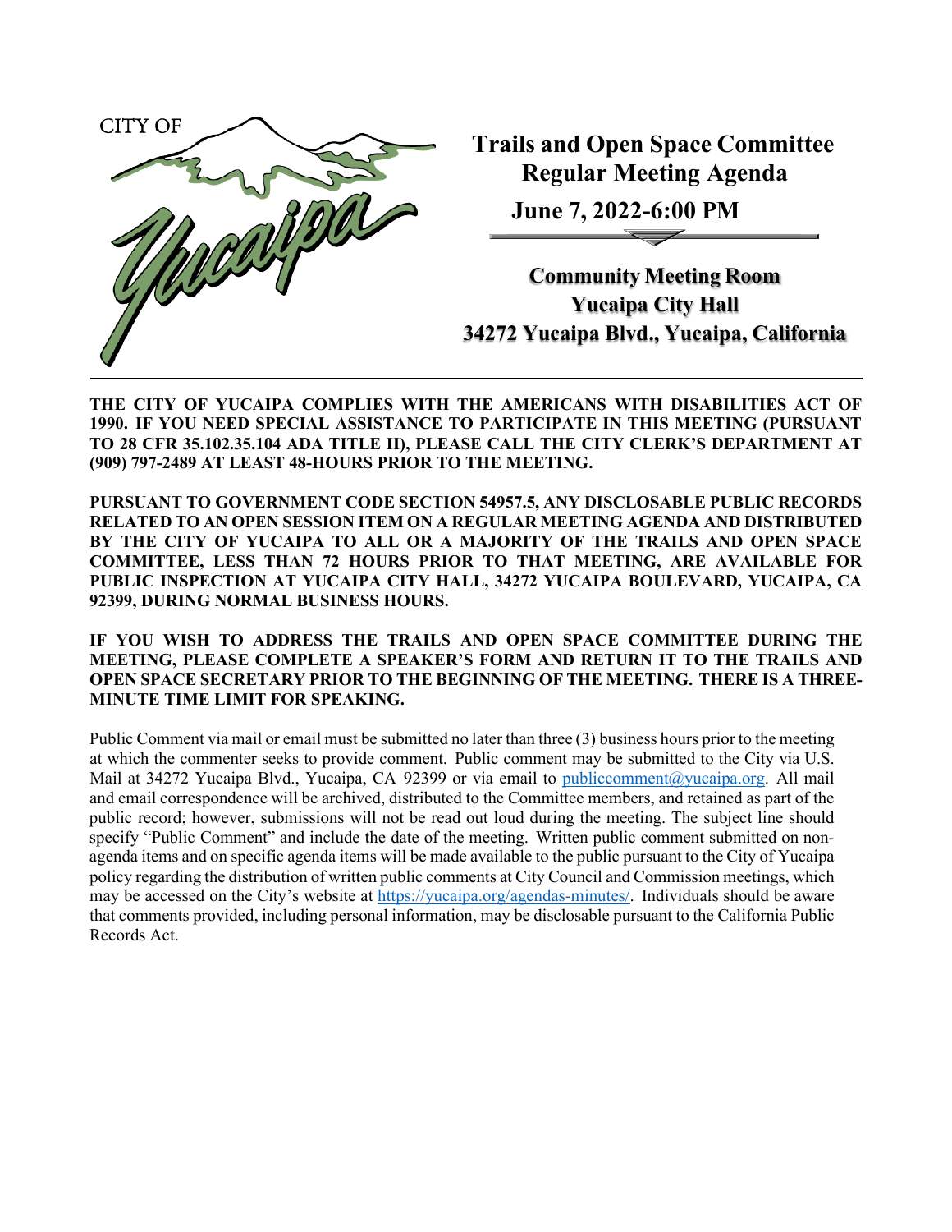CITY OF Yucaipa

# Trails and Open Space Committee Regular Meeting Agenda

## June 7, 2022-6:00 PM

**Community Meeting Room**
**Yucaipa City Hall**
**34272 Yucaipa Blvd., Yucaipa, California**

---

**THE CITY OF YUCAIPA COMPLIES WITH THE AMERICANS WITH DISABILITIES ACT OF 1990. IF YOU NEED SPECIAL ASSISTANCE TO PARTICIPATE IN THIS MEETING (PURSUANT TO 28 CFR 35.102.35.104 ADA TITLE II), PLEASE CALL THE CITY CLERK'S DEPARTMENT AT (909) 797-2489 AT LEAST 48-HOURS PRIOR TO THE MEETING.**

**PURSUANT TO GOVERNMENT CODE SECTION 54957.5, ANY DISCLOSABLE PUBLIC RECORDS RELATED TO AN OPEN SESSION ITEM ON A REGULAR MEETING AGENDA AND DISTRIBUTED BY THE CITY OF YUCAIPA TO ALL OR A MAJORITY OF THE TRAILS AND OPEN SPACE COMMITTEE, LESS THAN 72 HOURS PRIOR TO THAT MEETING, ARE AVAILABLE FOR PUBLIC INSPECTION AT YUCAIPA CITY HALL, 34272 YUCAIPA BOULEVARD, YUCAIPA, CA 92399, DURING NORMAL BUSINESS HOURS.**

**IF YOU WISH TO ADDRESS THE TRAILS AND OPEN SPACE COMMITTEE DURING THE MEETING, PLEASE COMPLETE A SPEAKER'S FORM AND RETURN IT TO THE TRAILS AND OPEN SPACE SECRETARY PRIOR TO THE BEGINNING OF THE MEETING. THERE IS A THREE-MINUTE TIME LIMIT FOR SPEAKING.**

Public Comment via mail or email must be submitted no later than three (3) business hours prior to the meeting at which the commenter seeks to provide comment. Public comment may be submitted to the City via U.S. Mail at 34272 Yucaipa Blvd., Yucaipa, CA 92399 or via email to publiccomment@yucaipa.org. All mail and email correspondence will be archived, distributed to the Committee members, and retained as part of the public record; however, submissions will not be read out loud during the meeting. The subject line should specify "Public Comment" and include the date of the meeting. Written public comment submitted on non-agenda items and on specific agenda items will be made available to the public pursuant to the City of Yucaipa policy regarding the distribution of written public comments at City Council and Commission meetings, which may be accessed on the City's website at https://yucaipa.org/agendas-minutes/. Individuals should be aware that comments provided, including personal information, may be disclosable pursuant to the California Public Records Act.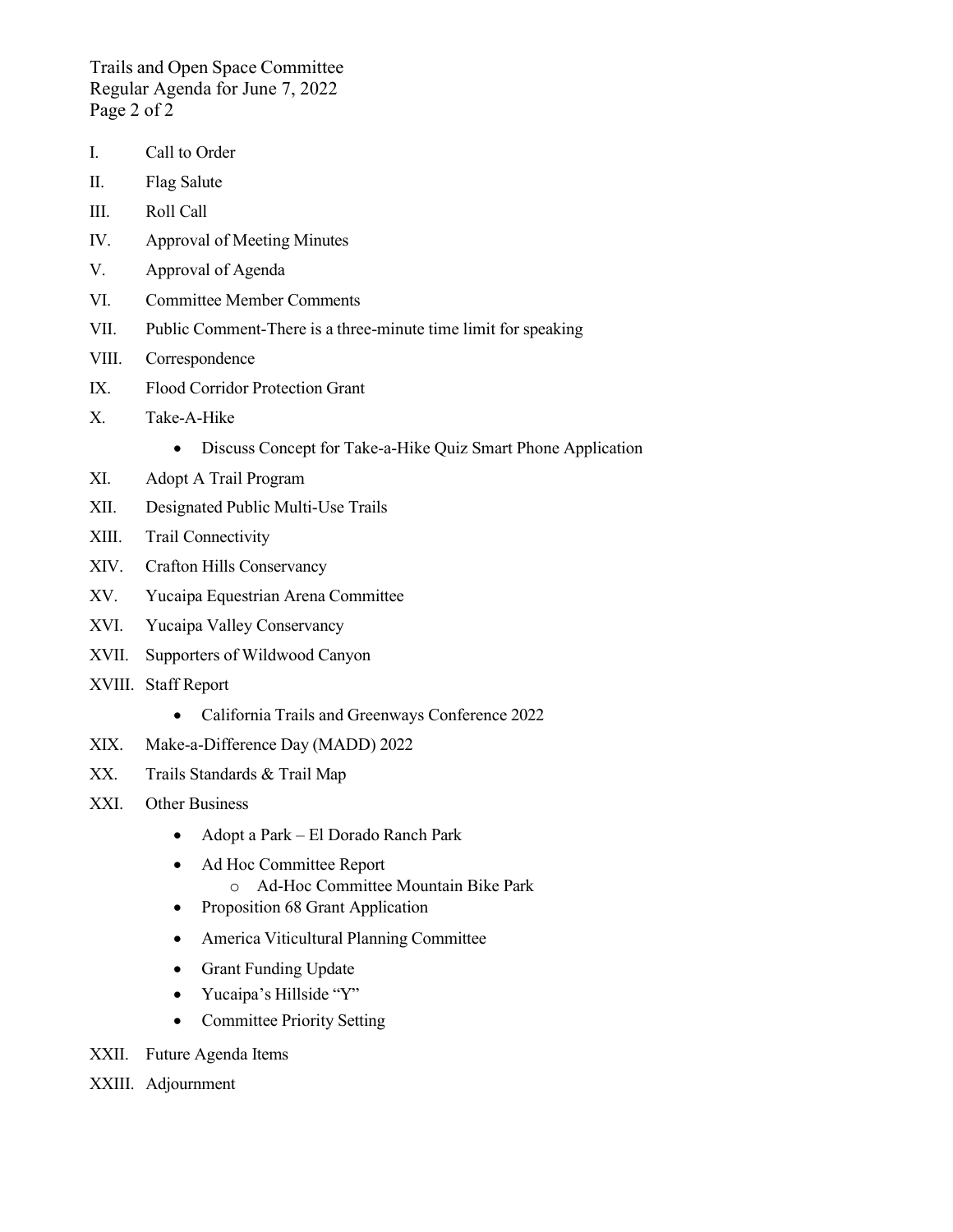I. Call to Order

II. Flag Salute

III. Roll Call

IV. Approval of Meeting Minutes

V. Approval of Agenda

VI. Committee Member Comments

VII. Public Comment-There is a three-minute time limit for speaking

VIII. Correspondence

IX. Flood Corridor Protection Grant

X. Take-A-Hike
   - Discuss Concept for Take-a-Hike Quiz Smart Phone Application

XI. Adopt A Trail Program

XII. Designated Public Multi-Use Trails

XIII. Trail Connectivity

XIV. Crafton Hills Conservancy

XV. Yucaipa Equestrian Arena Committee

XVI. Yucaipa Valley Conservancy

XVII. Supporters of Wildwood Canyon

XVIII. Staff Report
   - California Trails and Greenways Conference 2022

XIX. Make-a-Difference Day (MADD) 2022

XX. Trails Standards & Trail Map

XXI. Other Business
   - Adopt a Park – El Dorado Ranch Park
   - Ad Hoc Committee Report
     - Ad-Hoc Committee Mountain Bike Park
   - Proposition 68 Grant Application
   - America Viticultural Planning Committee
   - Grant Funding Update
   - Yucaipa's Hillside "Y"
   - Committee Priority Setting

XXII. Future Agenda Items

XXIII. Adjournment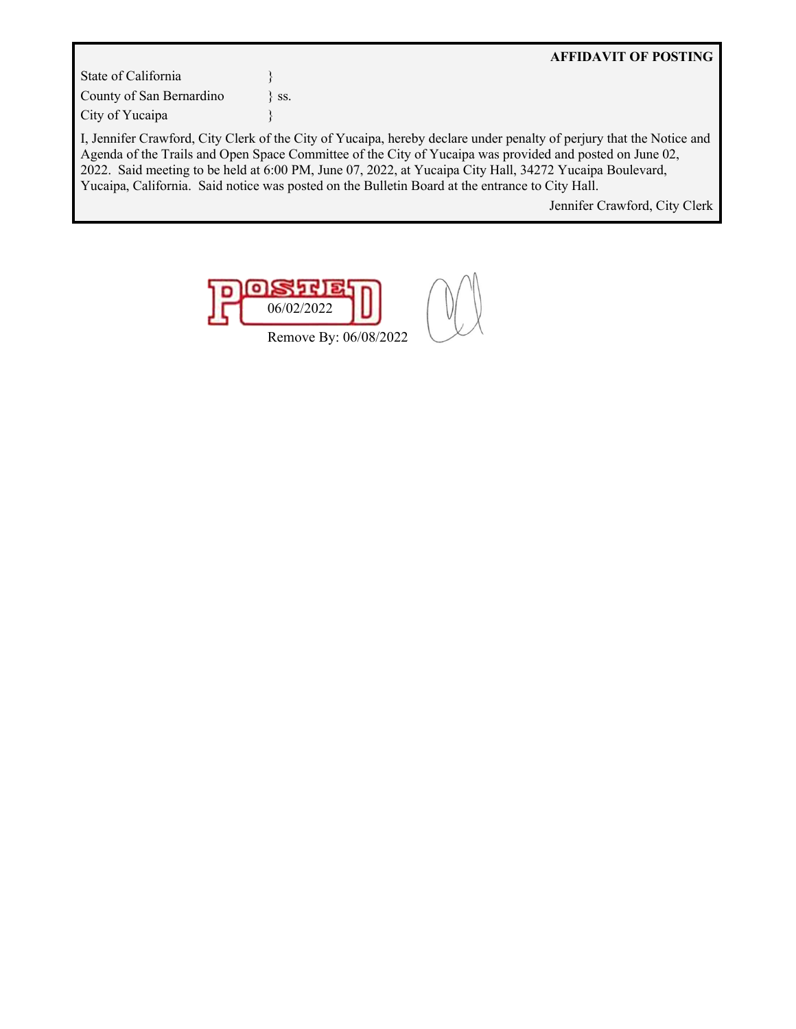**AFFIDAVIT OF POSTING**

State of California }
County of San Bernardino } ss.
City of Yucaipa }

I, Jennifer Crawford, City Clerk of the City of Yucaipa, hereby declare under penalty of perjury that the Notice and Agenda of the Trails and Open Space Committee of the City of Yucaipa was provided and posted on June 02, 2022. Said meeting to be held at 6:00 PM, June 07, 2022, at Yucaipa City Hall, 34272 Yucaipa Boulevard, Yucaipa, California. Said notice was posted on the Bulletin Board at the entrance to City Hall.

Jennifer Crawford, City Clerk

POSTED 06/02/2022

Remove By: 06/08/2022